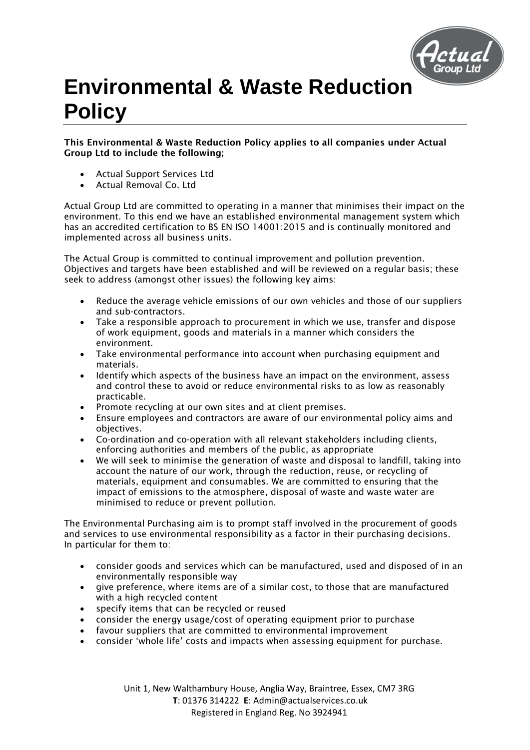# Environmental & Waste Reduction Policy

**This Environmental & Waste Reduction Policy applies to all companies under Actual Group Ltd to include the following;**

- Actual Support Services Ltd
- Actual Removal Co. Ltd

Actual Group Ltd are committed to operating in a manner that minimises their impact on the environment. To this end we have an established environmental management system which has an accredited certification to BS EN ISO 14001:2015 and is continually monitored and implemented across all business units.

The Actual Group is committed to continual improvement and pollution prevention. Objectives and targets have been established and will be reviewed on a regular basis; these seek to address (amongst other issues) the following key aims:

- Reduce the average vehicle emissions of our own vehicles and those of our suppliers and sub-contractors.
- Take a responsible approach to procurement in which we use, transfer and dispose of work equipment, goods and materials in a manner which considers the environment.
- Take environmental performance into account when purchasing equipment and materials.
- Identify which aspects of the business have an impact on the environment, assess and control these to avoid or reduce environmental risks to as low as reasonably practicable.
- Promote recycling at our own sites and at client premises.
- Ensure employees and contractors are aware of our environmental policy aims and objectives.
- Co-ordination and co-operation with all relevant stakeholders including clients, enforcing authorities and members of the public, as appropriate
- We will seek to minimise the generation of waste and disposal to landfill, taking into account the nature of our work, through the reduction, reuse, or recycling of materials, equipment and consumables. We are committed to ensuring that the impact of emissions to the atmosphere, disposal of waste and waste water are minimised to reduce or prevent pollution.

The Environmental Purchasing aim is to prompt staff involved in the procurement of goods and services to use environmental responsibility as a factor in their purchasing decisions. In particular for them to:

- consider goods and services which can be manufactured, used and disposed of in an environmentally responsible way
- give preference, where items are of a similar cost, to those that are manufactured with a high recycled content
- specify items that can be recycled or reused
- consider the energy usage/cost of operating equipment prior to purchase
- favour suppliers that are committed to environmental improvement
- consider 'whole life' costs and impacts when assessing equipment for purchase.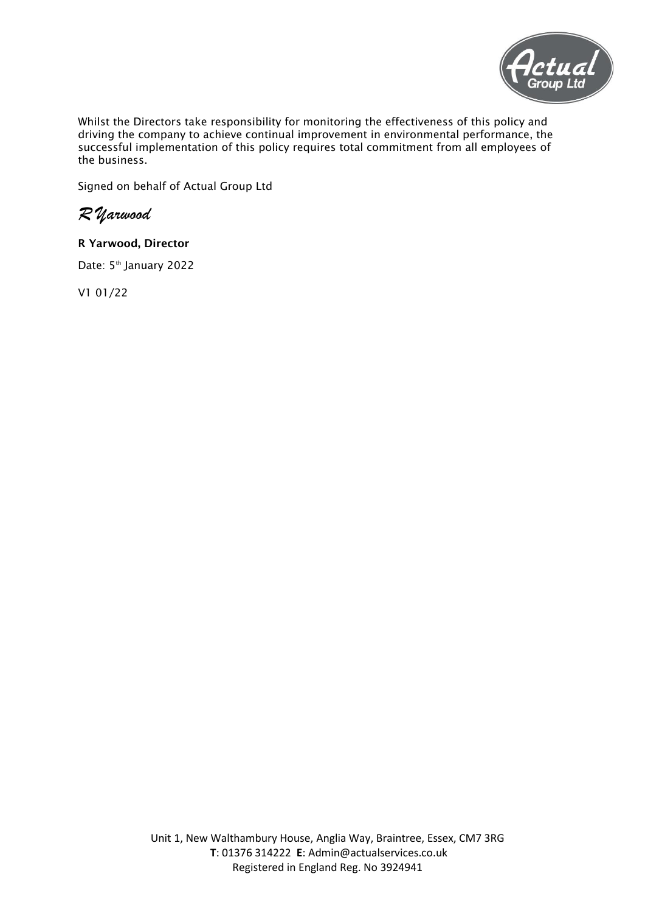Whilst the Directors take responsibility for monitoring the effectiveness of this policy and driving the company to achieve continual improvement in environmental performance, the successful implementation of this policy requires total commitment from all employees of the business.

Signed on behalf of Actual Group Ltd

*R Yarwood*

**R Yarwood, Director**

Date: 5th January 2022

V1 01/22

Unit 1, New Walthambury House, Anglia Way, Braintree, Essex, CM7 3RG
**T**: 01376 314222 **E**: Admin@actualservices.co.uk
Registered in England Reg. No 3924941